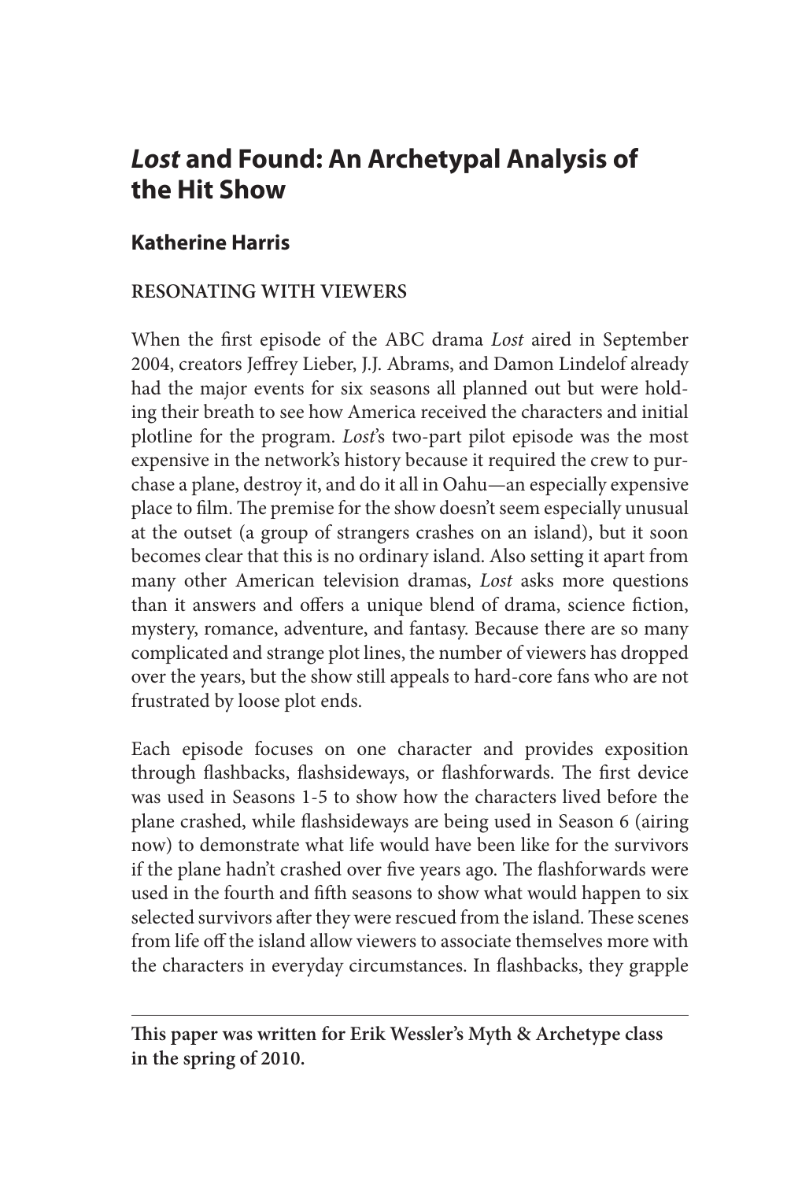# *Lost* and Found: An Archetypal Analysis of the Hit Show

## Katherine Harris

### RESONATING WITH VIEWERS

When the first episode of the ABC drama *Lost* aired in September 2004, creators Jeffrey Lieber, J.J. Abrams, and Damon Lindelof already had the major events for six seasons all planned out but were holding their breath to see how America received the characters and initial plotline for the program. *Lost*'s two-part pilot episode was the most expensive in the network's history because it required the crew to purchase a plane, destroy it, and do it all in Oahu—an especially expensive place to film. The premise for the show doesn't seem especially unusual at the outset (a group of strangers crashes on an island), but it soon becomes clear that this is no ordinary island. Also setting it apart from many other American television dramas, *Lost* asks more questions than it answers and offers a unique blend of drama, science fiction, mystery, romance, adventure, and fantasy. Because there are so many complicated and strange plot lines, the number of viewers has dropped over the years, but the show still appeals to hard-core fans who are not frustrated by loose plot ends.

Each episode focuses on one character and provides exposition through flashbacks, flashsideways, or flashforwards. The first device was used in Seasons 1-5 to show how the characters lived before the plane crashed, while flashsideways are being used in Season 6 (airing now) to demonstrate what life would have been like for the survivors if the plane hadn't crashed over five years ago. The flashforwards were used in the fourth and fifth seasons to show what would happen to six selected survivors after they were rescued from the island. These scenes from life off the island allow viewers to associate themselves more with the characters in everyday circumstances. In flashbacks, they grapple

---

**This paper was written for Erik Wessler's Myth & Archetype class in the spring of 2010.**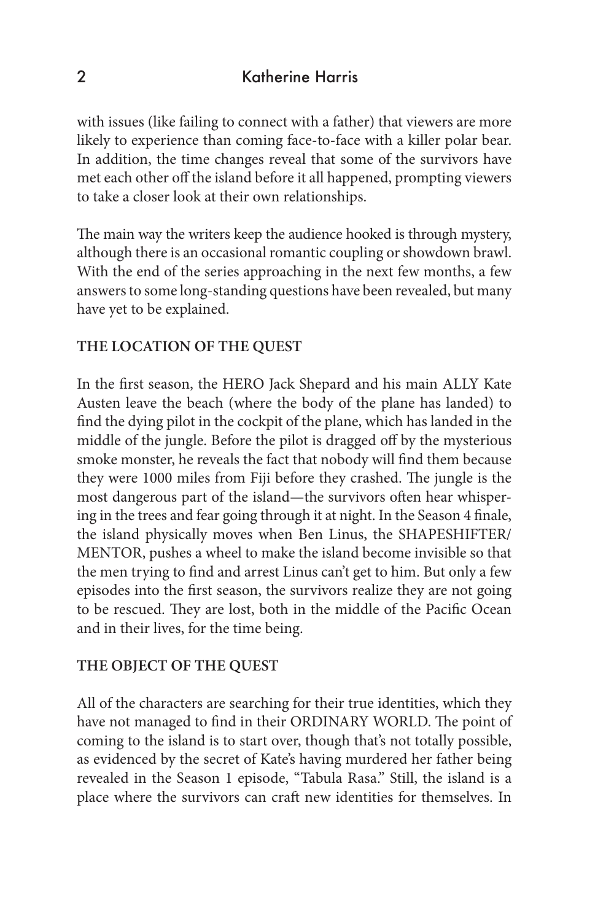with issues (like failing to connect with a father) that viewers are more likely to experience than coming face-to-face with a killer polar bear. In addition, the time changes reveal that some of the survivors have met each other off the island before it all happened, prompting viewers to take a closer look at their own relationships.

The main way the writers keep the audience hooked is through mystery, although there is an occasional romantic coupling or showdown brawl. With the end of the series approaching in the next few months, a few answers to some long-standing questions have been revealed, but many have yet to be explained.

## THE LOCATION OF THE QUEST

In the first season, the HERO Jack Shepard and his main ALLY Kate Austen leave the beach (where the body of the plane has landed) to find the dying pilot in the cockpit of the plane, which has landed in the middle of the jungle. Before the pilot is dragged off by the mysterious smoke monster, he reveals the fact that nobody will find them because they were 1000 miles from Fiji before they crashed. The jungle is the most dangerous part of the island—the survivors often hear whispering in the trees and fear going through it at night. In the Season 4 finale, the island physically moves when Ben Linus, the SHAPESHIFTER/MENTOR, pushes a wheel to make the island become invisible so that the men trying to find and arrest Linus can't get to him. But only a few episodes into the first season, the survivors realize they are not going to be rescued. They are lost, both in the middle of the Pacific Ocean and in their lives, for the time being.

## THE OBJECT OF THE QUEST

All of the characters are searching for their true identities, which they have not managed to find in their ORDINARY WORLD. The point of coming to the island is to start over, though that's not totally possible, as evidenced by the secret of Kate's having murdered her father being revealed in the Season 1 episode, "Tabula Rasa." Still, the island is a place where the survivors can craft new identities for themselves. In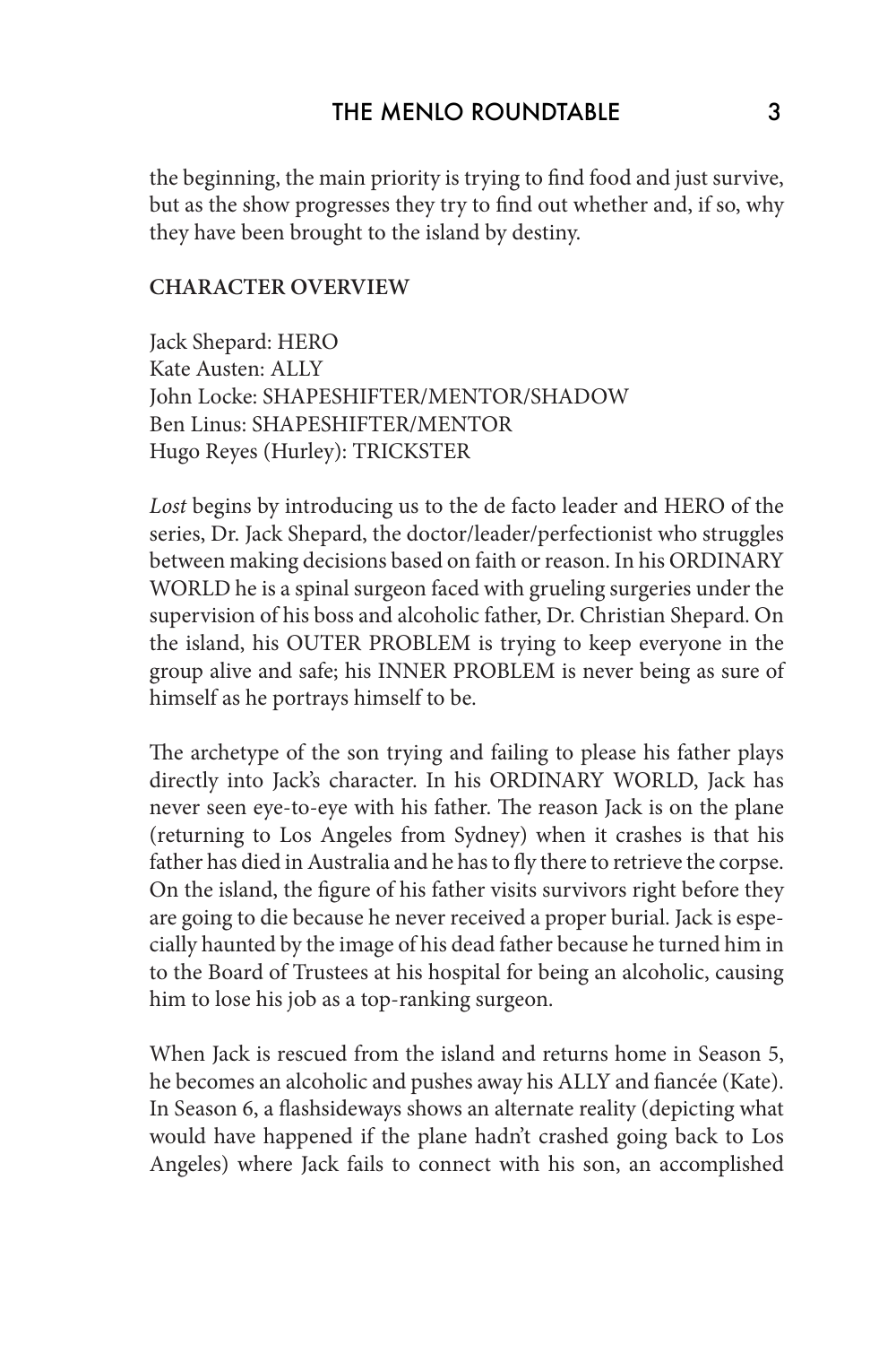the beginning, the main priority is trying to find food and just survive, but as the show progresses they try to find out whether and, if so, why they have been brought to the island by destiny.

**CHARACTER OVERVIEW**

Jack Shepard: HERO
Kate Austen: ALLY
John Locke: SHAPESHIFTER/MENTOR/SHADOW
Ben Linus: SHAPESHIFTER/MENTOR
Hugo Reyes (Hurley): TRICKSTER

*Lost* begins by introducing us to the de facto leader and HERO of the series, Dr. Jack Shepard, the doctor/leader/perfectionist who struggles between making decisions based on faith or reason. In his ORDINARY WORLD he is a spinal surgeon faced with grueling surgeries under the supervision of his boss and alcoholic father, Dr. Christian Shepard. On the island, his OUTER PROBLEM is trying to keep everyone in the group alive and safe; his INNER PROBLEM is never being as sure of himself as he portrays himself to be.

The archetype of the son trying and failing to please his father plays directly into Jack's character. In his ORDINARY WORLD, Jack has never seen eye-to-eye with his father. The reason Jack is on the plane (returning to Los Angeles from Sydney) when it crashes is that his father has died in Australia and he has to fly there to retrieve the corpse. On the island, the figure of his father visits survivors right before they are going to die because he never received a proper burial. Jack is especially haunted by the image of his dead father because he turned him in to the Board of Trustees at his hospital for being an alcoholic, causing him to lose his job as a top-ranking surgeon.

When Jack is rescued from the island and returns home in Season 5, he becomes an alcoholic and pushes away his ALLY and fiancée (Kate). In Season 6, a flashsideways shows an alternate reality (depicting what would have happened if the plane hadn't crashed going back to Los Angeles) where Jack fails to connect with his son, an accomplished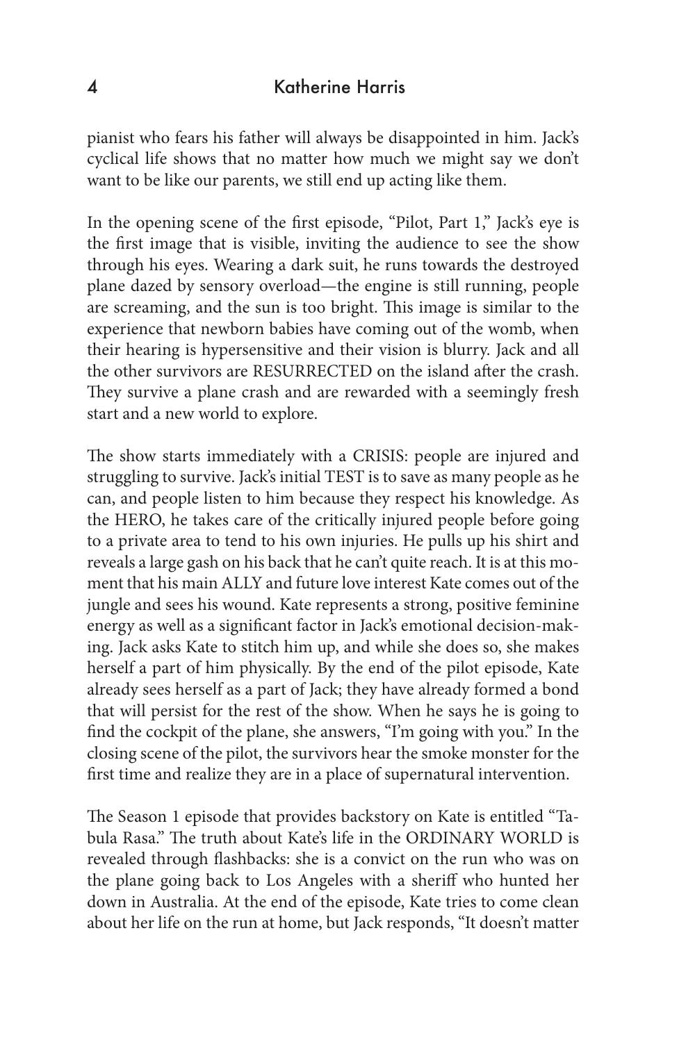pianist who fears his father will always be disappointed in him. Jack's cyclical life shows that no matter how much we might say we don't want to be like our parents, we still end up acting like them.

In the opening scene of the first episode, "Pilot, Part 1," Jack's eye is the first image that is visible, inviting the audience to see the show through his eyes. Wearing a dark suit, he runs towards the destroyed plane dazed by sensory overload—the engine is still running, people are screaming, and the sun is too bright. This image is similar to the experience that newborn babies have coming out of the womb, when their hearing is hypersensitive and their vision is blurry. Jack and all the other survivors are RESURRECTED on the island after the crash. They survive a plane crash and are rewarded with a seemingly fresh start and a new world to explore.

The show starts immediately with a CRISIS: people are injured and struggling to survive. Jack's initial TEST is to save as many people as he can, and people listen to him because they respect his knowledge. As the HERO, he takes care of the critically injured people before going to a private area to tend to his own injuries. He pulls up his shirt and reveals a large gash on his back that he can't quite reach. It is at this moment that his main ALLY and future love interest Kate comes out of the jungle and sees his wound. Kate represents a strong, positive feminine energy as well as a significant factor in Jack's emotional decision-making. Jack asks Kate to stitch him up, and while she does so, she makes herself a part of him physically. By the end of the pilot episode, Kate already sees herself as a part of Jack; they have already formed a bond that will persist for the rest of the show. When he says he is going to find the cockpit of the plane, she answers, "I'm going with you." In the closing scene of the pilot, the survivors hear the smoke monster for the first time and realize they are in a place of supernatural intervention.

The Season 1 episode that provides backstory on Kate is entitled "Tabula Rasa." The truth about Kate's life in the ORDINARY WORLD is revealed through flashbacks: she is a convict on the run who was on the plane going back to Los Angeles with a sheriff who hunted her down in Australia. At the end of the episode, Kate tries to come clean about her life on the run at home, but Jack responds, "It doesn't matter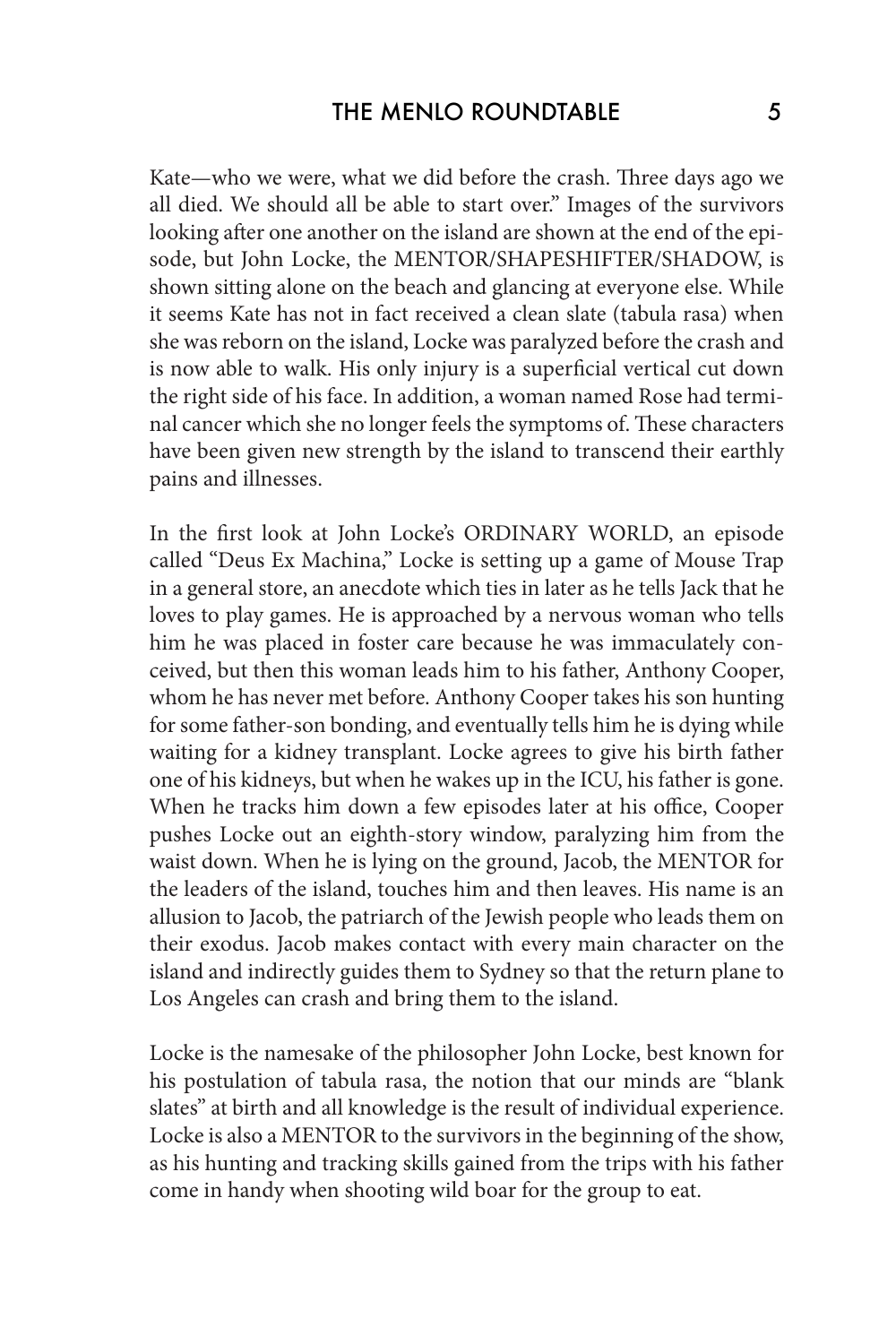Kate—who we were, what we did before the crash. Three days ago we all died. We should all be able to start over." Images of the survivors looking after one another on the island are shown at the end of the episode, but John Locke, the MENTOR/SHAPESHIFTER/SHADOW, is shown sitting alone on the beach and glancing at everyone else. While it seems Kate has not in fact received a clean slate (tabula rasa) when she was reborn on the island, Locke was paralyzed before the crash and is now able to walk. His only injury is a superficial vertical cut down the right side of his face. In addition, a woman named Rose had terminal cancer which she no longer feels the symptoms of. These characters have been given new strength by the island to transcend their earthly pains and illnesses.

In the first look at John Locke's ORDINARY WORLD, an episode called "Deus Ex Machina," Locke is setting up a game of Mouse Trap in a general store, an anecdote which ties in later as he tells Jack that he loves to play games. He is approached by a nervous woman who tells him he was placed in foster care because he was immaculately conceived, but then this woman leads him to his father, Anthony Cooper, whom he has never met before. Anthony Cooper takes his son hunting for some father-son bonding, and eventually tells him he is dying while waiting for a kidney transplant. Locke agrees to give his birth father one of his kidneys, but when he wakes up in the ICU, his father is gone. When he tracks him down a few episodes later at his office, Cooper pushes Locke out an eighth-story window, paralyzing him from the waist down. When he is lying on the ground, Jacob, the MENTOR for the leaders of the island, touches him and then leaves. His name is an allusion to Jacob, the patriarch of the Jewish people who leads them on their exodus. Jacob makes contact with every main character on the island and indirectly guides them to Sydney so that the return plane to Los Angeles can crash and bring them to the island.

Locke is the namesake of the philosopher John Locke, best known for his postulation of tabula rasa, the notion that our minds are "blank slates" at birth and all knowledge is the result of individual experience. Locke is also a MENTOR to the survivors in the beginning of the show, as his hunting and tracking skills gained from the trips with his father come in handy when shooting wild boar for the group to eat.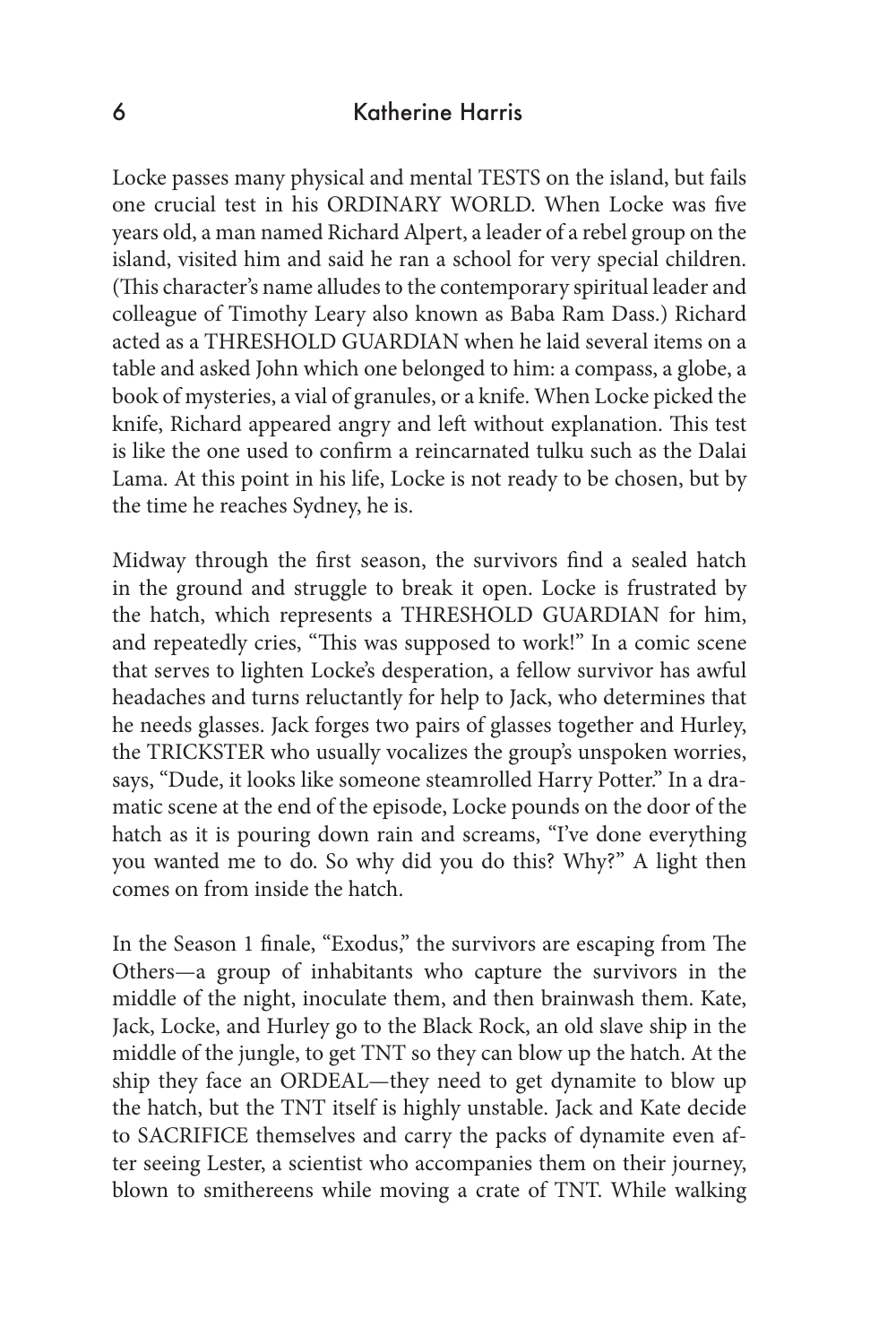Locke passes many physical and mental TESTS on the island, but fails one crucial test in his ORDINARY WORLD. When Locke was five years old, a man named Richard Alpert, a leader of a rebel group on the island, visited him and said he ran a school for very special children. (This character's name alludes to the contemporary spiritual leader and colleague of Timothy Leary also known as Baba Ram Dass.) Richard acted as a THRESHOLD GUARDIAN when he laid several items on a table and asked John which one belonged to him: a compass, a globe, a book of mysteries, a vial of granules, or a knife. When Locke picked the knife, Richard appeared angry and left without explanation. This test is like the one used to confirm a reincarnated tulku such as the Dalai Lama. At this point in his life, Locke is not ready to be chosen, but by the time he reaches Sydney, he is.

Midway through the first season, the survivors find a sealed hatch in the ground and struggle to break it open. Locke is frustrated by the hatch, which represents a THRESHOLD GUARDIAN for him, and repeatedly cries, "This was supposed to work!" In a comic scene that serves to lighten Locke's desperation, a fellow survivor has awful headaches and turns reluctantly for help to Jack, who determines that he needs glasses. Jack forges two pairs of glasses together and Hurley, the TRICKSTER who usually vocalizes the group's unspoken worries, says, "Dude, it looks like someone steamrolled Harry Potter." In a dramatic scene at the end of the episode, Locke pounds on the door of the hatch as it is pouring down rain and screams, "I've done everything you wanted me to do. So why did you do this? Why?" A light then comes on from inside the hatch.

In the Season 1 finale, "Exodus," the survivors are escaping from The Others—a group of inhabitants who capture the survivors in the middle of the night, inoculate them, and then brainwash them. Kate, Jack, Locke, and Hurley go to the Black Rock, an old slave ship in the middle of the jungle, to get TNT so they can blow up the hatch. At the ship they face an ORDEAL—they need to get dynamite to blow up the hatch, but the TNT itself is highly unstable. Jack and Kate decide to SACRIFICE themselves and carry the packs of dynamite even after seeing Lester, a scientist who accompanies them on their journey, blown to smithereens while moving a crate of TNT. While walking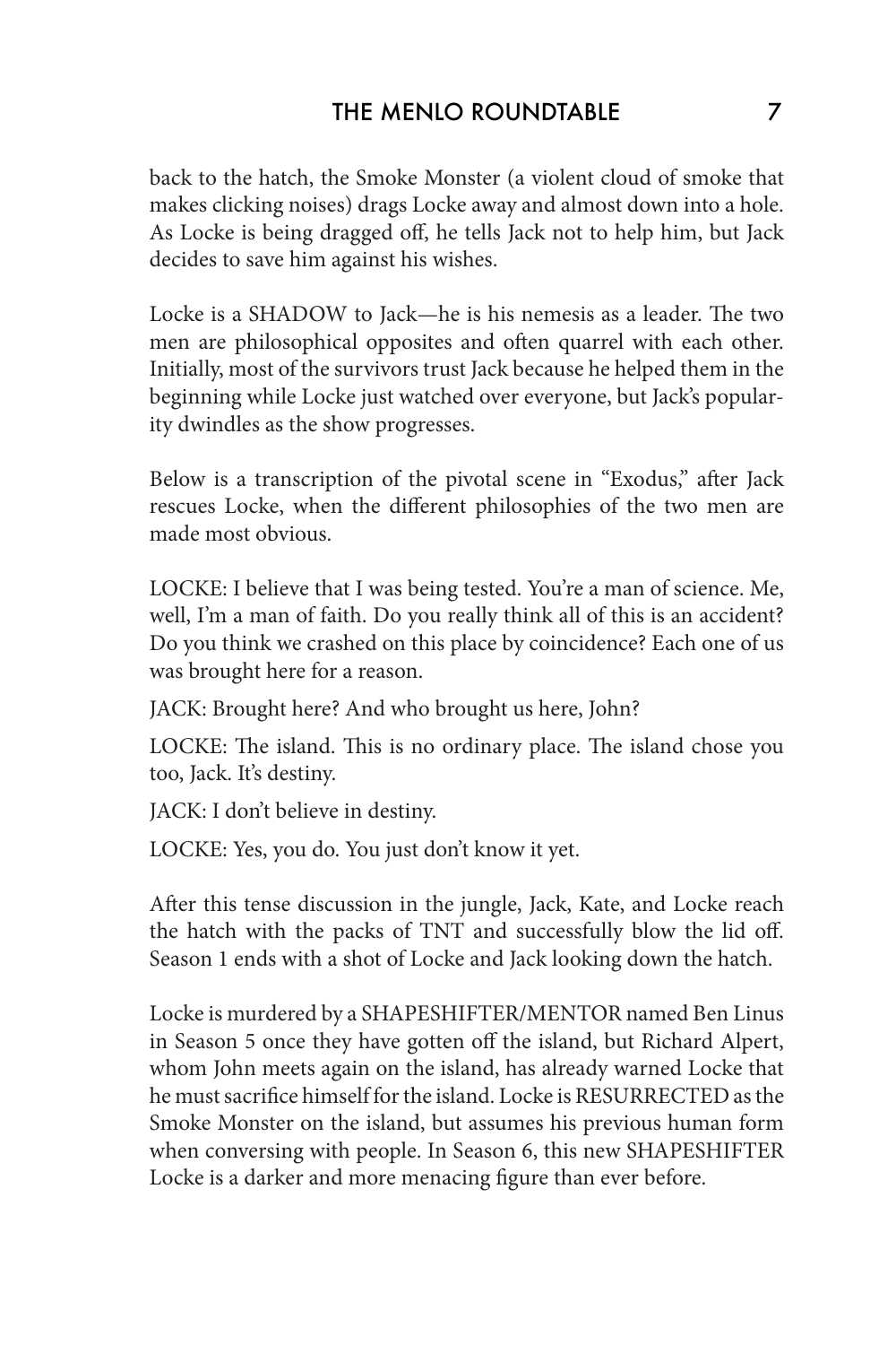back to the hatch, the Smoke Monster (a violent cloud of smoke that makes clicking noises) drags Locke away and almost down into a hole. As Locke is being dragged off, he tells Jack not to help him, but Jack decides to save him against his wishes.

Locke is a SHADOW to Jack—he is his nemesis as a leader. The two men are philosophical opposites and often quarrel with each other. Initially, most of the survivors trust Jack because he helped them in the beginning while Locke just watched over everyone, but Jack's popularity dwindles as the show progresses.

Below is a transcription of the pivotal scene in "Exodus," after Jack rescues Locke, when the different philosophies of the two men are made most obvious.

LOCKE: I believe that I was being tested. You're a man of science. Me, well, I'm a man of faith. Do you really think all of this is an accident? Do you think we crashed on this place by coincidence? Each one of us was brought here for a reason.

JACK: Brought here? And who brought us here, John?

LOCKE: The island. This is no ordinary place. The island chose you too, Jack. It's destiny.

JACK: I don't believe in destiny.

LOCKE: Yes, you do. You just don't know it yet.

After this tense discussion in the jungle, Jack, Kate, and Locke reach the hatch with the packs of TNT and successfully blow the lid off. Season 1 ends with a shot of Locke and Jack looking down the hatch.

Locke is murdered by a SHAPESHIFTER/MENTOR named Ben Linus in Season 5 once they have gotten off the island, but Richard Alpert, whom John meets again on the island, has already warned Locke that he must sacrifice himself for the island. Locke is RESURRECTED as the Smoke Monster on the island, but assumes his previous human form when conversing with people. In Season 6, this new SHAPESHIFTER Locke is a darker and more menacing figure than ever before.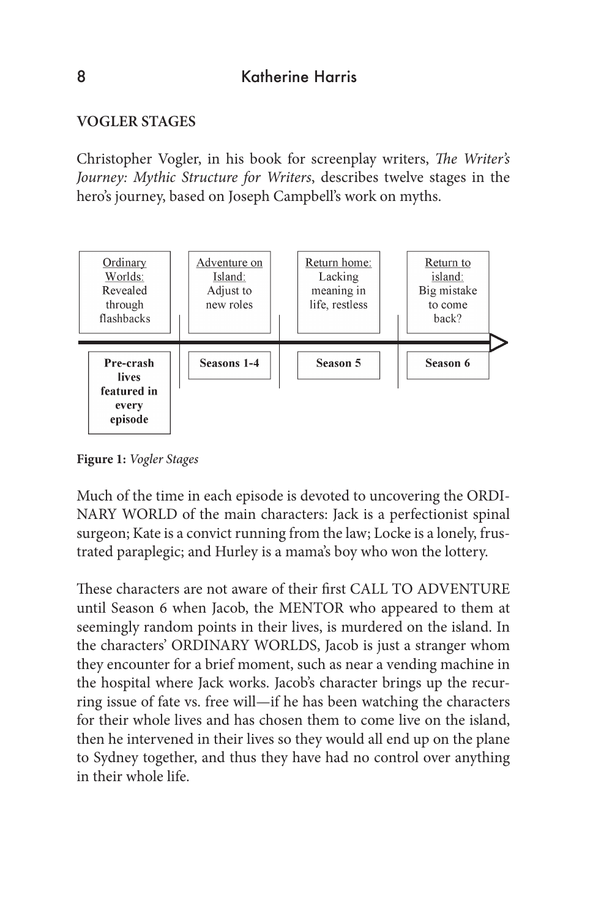**VOGLER STAGES**

Christopher Vogler, in his book for screenplay writers, *The Writer's Journey: Mythic Structure for Writers*, describes twelve stages in the hero's journey, based on Joseph Campbell's work on myths.

| Ordinary Worlds: Revealed through flashbacks | Adventure on Island: Adjust to new roles | Return home: Lacking meaning in life, restless | Return to island: Big mistake to come back? |
| --- | --- | --- | --- |
| **Pre-crash lives featured in every episode** | **Seasons 1-4** | **Season 5** | **Season 6** |

**Figure 1:** *Vogler Stages*

Much of the time in each episode is devoted to uncovering the ORDINARY WORLD of the main characters: Jack is a perfectionist spinal surgeon; Kate is a convict running from the law; Locke is a lonely, frustrated paraplegic; and Hurley is a mama's boy who won the lottery.

These characters are not aware of their first CALL TO ADVENTURE until Season 6 when Jacob, the MENTOR who appeared to them at seemingly random points in their lives, is murdered on the island. In the characters' ORDINARY WORLDS, Jacob is just a stranger whom they encounter for a brief moment, such as near a vending machine in the hospital where Jack works. Jacob's character brings up the recurring issue of fate vs. free will—if he has been watching the characters for their whole lives and has chosen them to come live on the island, then he intervened in their lives so they would all end up on the plane to Sydney together, and thus they have had no control over anything in their whole life.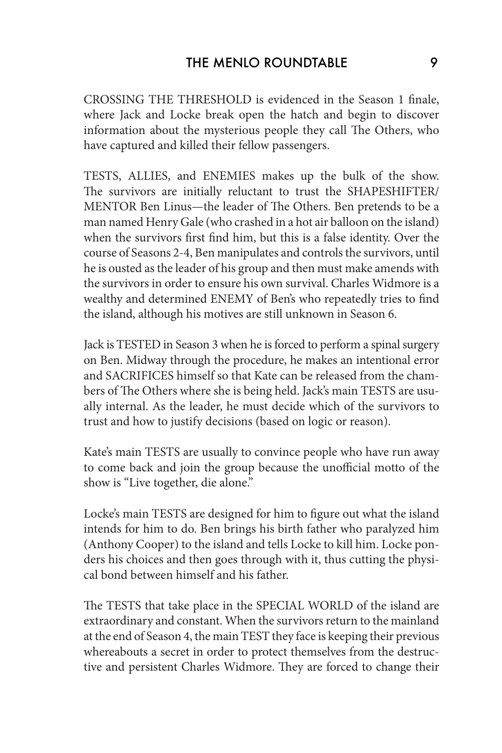CROSSING THE THRESHOLD is evidenced in the Season 1 finale, where Jack and Locke break open the hatch and begin to discover information about the mysterious people they call The Others, who have captured and killed their fellow passengers.

TESTS, ALLIES, and ENEMIES makes up the bulk of the show. The survivors are initially reluctant to trust the SHAPESHIFTER/ MENTOR Ben Linus—the leader of The Others. Ben pretends to be a man named Henry Gale (who crashed in a hot air balloon on the island) when the survivors first find him, but this is a false identity. Over the course of Seasons 2-4, Ben manipulates and controls the survivors, until he is ousted as the leader of his group and then must make amends with the survivors in order to ensure his own survival. Charles Widmore is a wealthy and determined ENEMY of Ben's who repeatedly tries to find the island, although his motives are still unknown in Season 6.

Jack is TESTED in Season 3 when he is forced to perform a spinal surgery on Ben. Midway through the procedure, he makes an intentional error and SACRIFICES himself so that Kate can be released from the chambers of The Others where she is being held. Jack's main TESTS are usually internal. As the leader, he must decide which of the survivors to trust and how to justify decisions (based on logic or reason).

Kate's main TESTS are usually to convince people who have run away to come back and join the group because the unofficial motto of the show is "Live together, die alone."

Locke's main TESTS are designed for him to figure out what the island intends for him to do. Ben brings his birth father who paralyzed him (Anthony Cooper) to the island and tells Locke to kill him. Locke ponders his choices and then goes through with it, thus cutting the physical bond between himself and his father.

The TESTS that take place in the SPECIAL WORLD of the island are extraordinary and constant. When the survivors return to the mainland at the end of Season 4, the main TEST they face is keeping their previous whereabouts a secret in order to protect themselves from the destructive and persistent Charles Widmore. They are forced to change their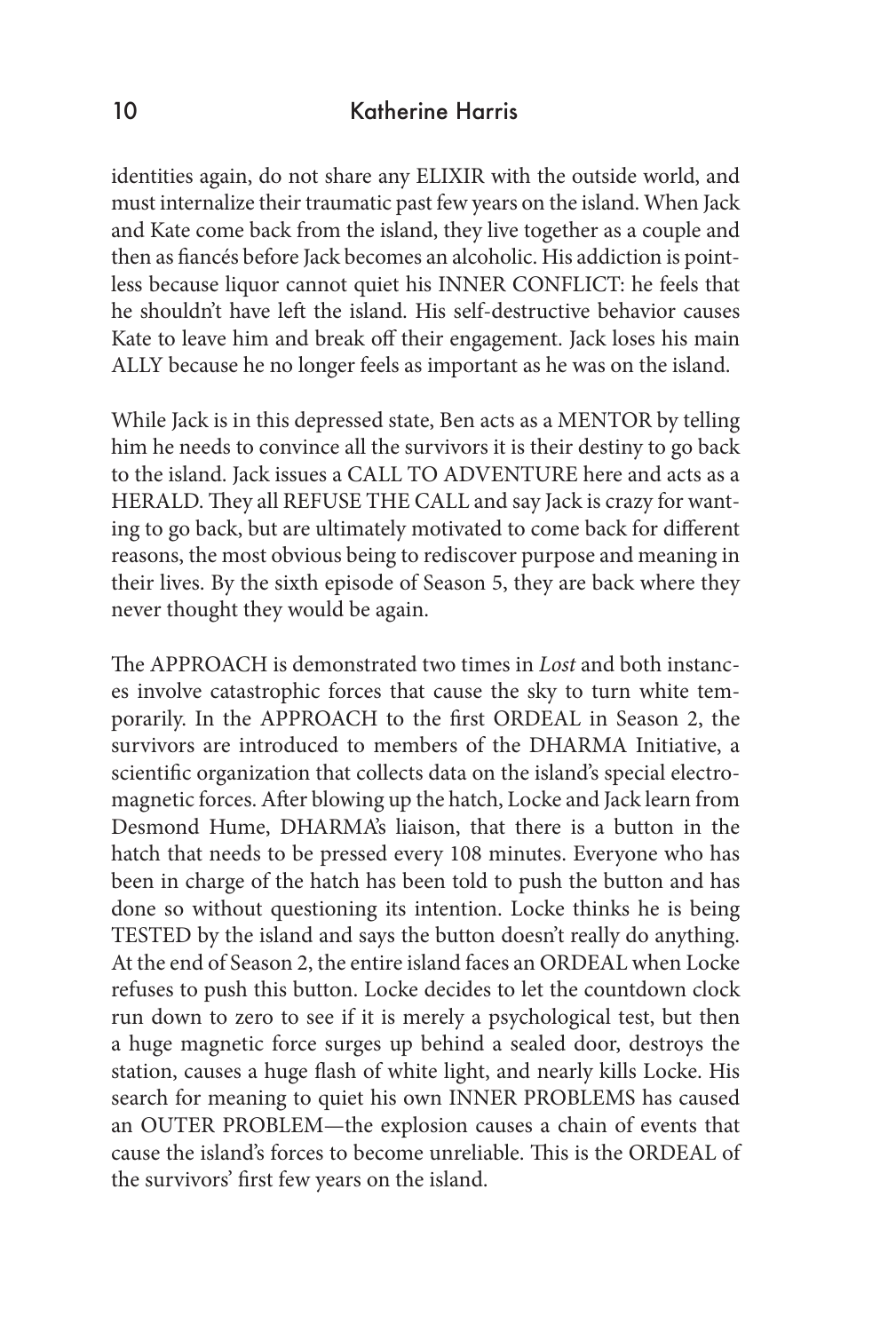identities again, do not share any ELIXIR with the outside world, and must internalize their traumatic past few years on the island. When Jack and Kate come back from the island, they live together as a couple and then as fiancés before Jack becomes an alcoholic. His addiction is pointless because liquor cannot quiet his INNER CONFLICT: he feels that he shouldn't have left the island. His self-destructive behavior causes Kate to leave him and break off their engagement. Jack loses his main ALLY because he no longer feels as important as he was on the island.

While Jack is in this depressed state, Ben acts as a MENTOR by telling him he needs to convince all the survivors it is their destiny to go back to the island. Jack issues a CALL TO ADVENTURE here and acts as a HERALD. They all REFUSE THE CALL and say Jack is crazy for wanting to go back, but are ultimately motivated to come back for different reasons, the most obvious being to rediscover purpose and meaning in their lives. By the sixth episode of Season 5, they are back where they never thought they would be again.

The APPROACH is demonstrated two times in *Lost* and both instances involve catastrophic forces that cause the sky to turn white temporarily. In the APPROACH to the first ORDEAL in Season 2, the survivors are introduced to members of the DHARMA Initiative, a scientific organization that collects data on the island's special electromagnetic forces. After blowing up the hatch, Locke and Jack learn from Desmond Hume, DHARMA's liaison, that there is a button in the hatch that needs to be pressed every 108 minutes. Everyone who has been in charge of the hatch has been told to push the button and has done so without questioning its intention. Locke thinks he is being TESTED by the island and says the button doesn't really do anything. At the end of Season 2, the entire island faces an ORDEAL when Locke refuses to push this button. Locke decides to let the countdown clock run down to zero to see if it is merely a psychological test, but then a huge magnetic force surges up behind a sealed door, destroys the station, causes a huge flash of white light, and nearly kills Locke. His search for meaning to quiet his own INNER PROBLEMS has caused an OUTER PROBLEM—the explosion causes a chain of events that cause the island's forces to become unreliable. This is the ORDEAL of the survivors' first few years on the island.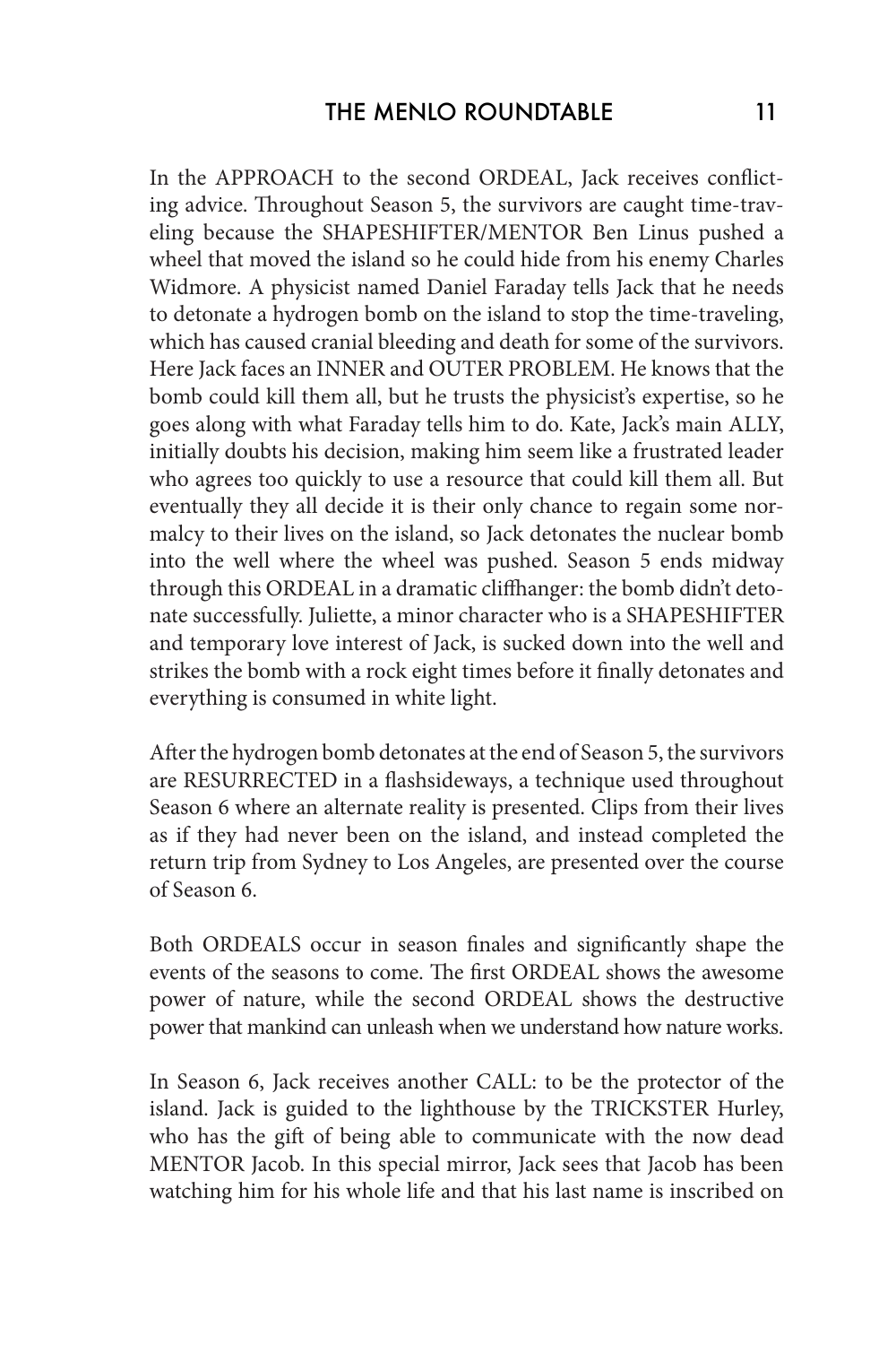In the APPROACH to the second ORDEAL, Jack receives conflicting advice. Throughout Season 5, the survivors are caught time-traveling because the SHAPESHIFTER/MENTOR Ben Linus pushed a wheel that moved the island so he could hide from his enemy Charles Widmore. A physicist named Daniel Faraday tells Jack that he needs to detonate a hydrogen bomb on the island to stop the time-traveling, which has caused cranial bleeding and death for some of the survivors. Here Jack faces an INNER and OUTER PROBLEM. He knows that the bomb could kill them all, but he trusts the physicist's expertise, so he goes along with what Faraday tells him to do. Kate, Jack's main ALLY, initially doubts his decision, making him seem like a frustrated leader who agrees too quickly to use a resource that could kill them all. But eventually they all decide it is their only chance to regain some normalcy to their lives on the island, so Jack detonates the nuclear bomb into the well where the wheel was pushed. Season 5 ends midway through this ORDEAL in a dramatic cliffhanger: the bomb didn't detonate successfully. Juliette, a minor character who is a SHAPESHIFTER and temporary love interest of Jack, is sucked down into the well and strikes the bomb with a rock eight times before it finally detonates and everything is consumed in white light.

After the hydrogen bomb detonates at the end of Season 5, the survivors are RESURRECTED in a flashsideways, a technique used throughout Season 6 where an alternate reality is presented. Clips from their lives as if they had never been on the island, and instead completed the return trip from Sydney to Los Angeles, are presented over the course of Season 6.

Both ORDEALS occur in season finales and significantly shape the events of the seasons to come. The first ORDEAL shows the awesome power of nature, while the second ORDEAL shows the destructive power that mankind can unleash when we understand how nature works.

In Season 6, Jack receives another CALL: to be the protector of the island. Jack is guided to the lighthouse by the TRICKSTER Hurley, who has the gift of being able to communicate with the now dead MENTOR Jacob. In this special mirror, Jack sees that Jacob has been watching him for his whole life and that his last name is inscribed on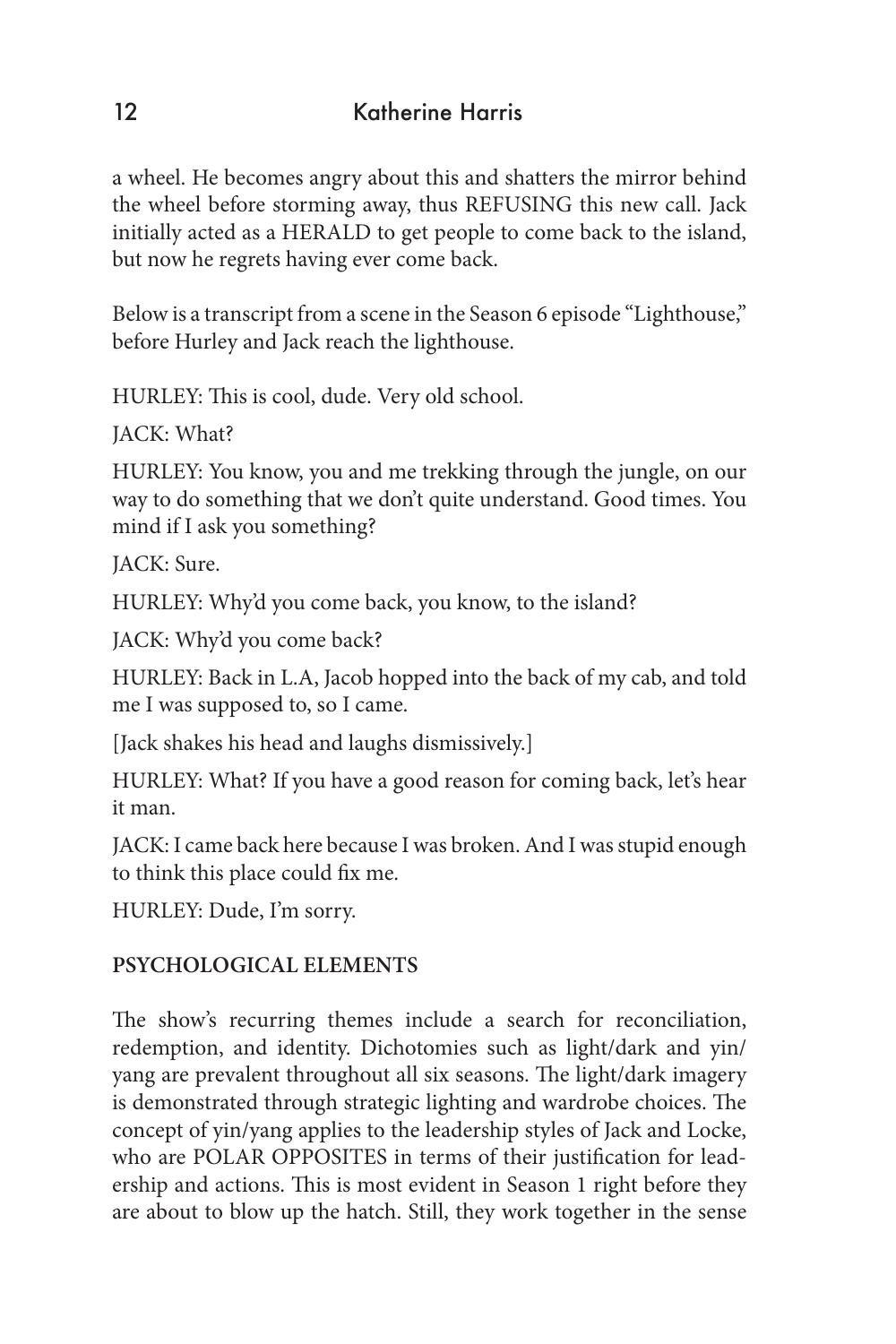a wheel. He becomes angry about this and shatters the mirror behind the wheel before storming away, thus REFUSING this new call. Jack initially acted as a HERALD to get people to come back to the island, but now he regrets having ever come back.

Below is a transcript from a scene in the Season 6 episode "Lighthouse," before Hurley and Jack reach the lighthouse.

HURLEY: This is cool, dude. Very old school.

JACK: What?

HURLEY: You know, you and me trekking through the jungle, on our way to do something that we don't quite understand. Good times. You mind if I ask you something?

JACK: Sure.

HURLEY: Why'd you come back, you know, to the island?

JACK: Why'd you come back?

HURLEY: Back in L.A, Jacob hopped into the back of my cab, and told me I was supposed to, so I came.

[Jack shakes his head and laughs dismissively.]

HURLEY: What? If you have a good reason for coming back, let's hear it man.

JACK: I came back here because I was broken. And I was stupid enough to think this place could fix me.

HURLEY: Dude, I'm sorry.

## PSYCHOLOGICAL ELEMENTS

The show's recurring themes include a search for reconciliation, redemption, and identity. Dichotomies such as light/dark and yin/yang are prevalent throughout all six seasons. The light/dark imagery is demonstrated through strategic lighting and wardrobe choices. The concept of yin/yang applies to the leadership styles of Jack and Locke, who are POLAR OPPOSITES in terms of their justification for leadership and actions. This is most evident in Season 1 right before they are about to blow up the hatch. Still, they work together in the sense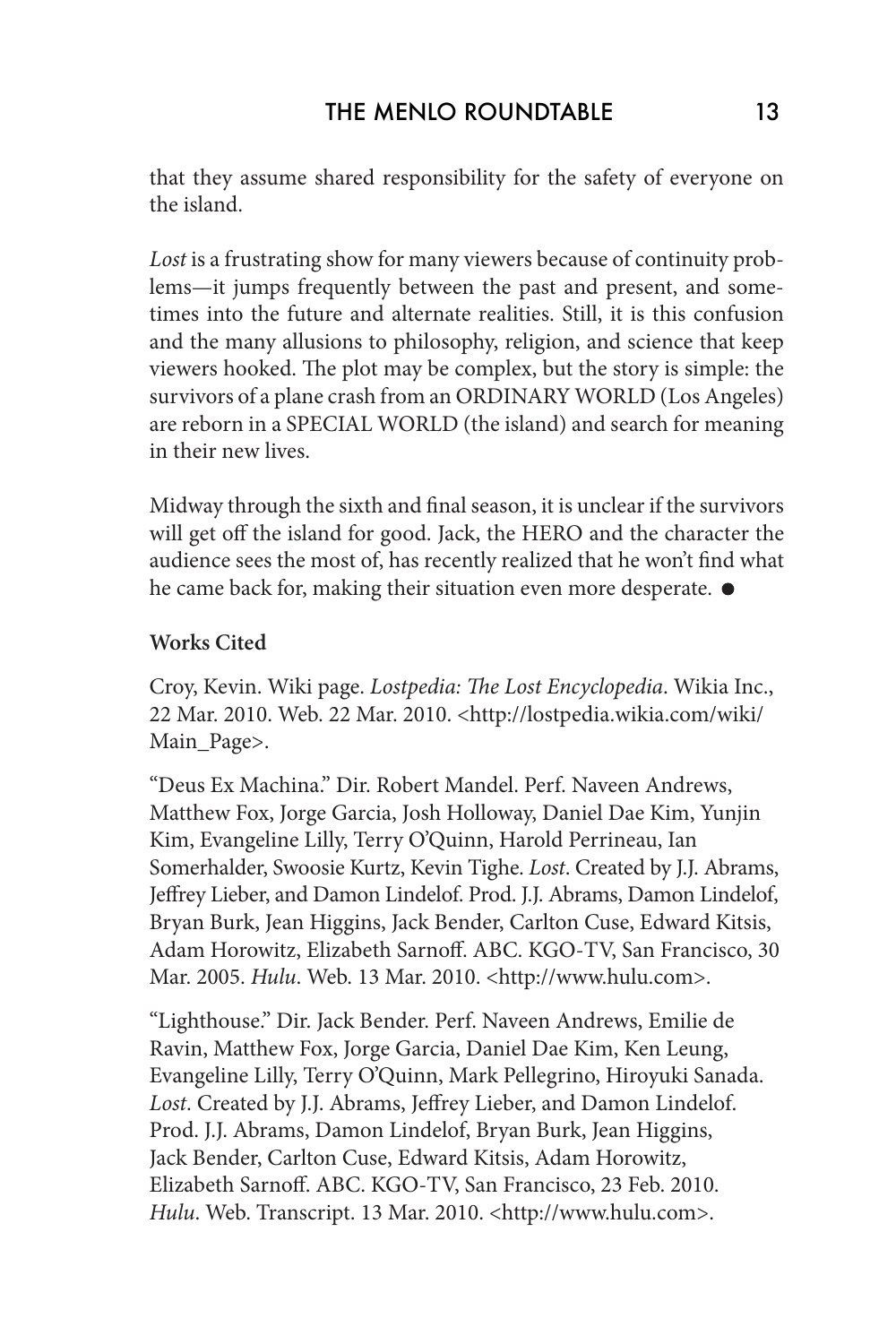that they assume shared responsibility for the safety of everyone on the island.

*Lost* is a frustrating show for many viewers because of continuity problems—it jumps frequently between the past and present, and sometimes into the future and alternate realities. Still, it is this confusion and the many allusions to philosophy, religion, and science that keep viewers hooked. The plot may be complex, but the story is simple: the survivors of a plane crash from an ORDINARY WORLD (Los Angeles) are reborn in a SPECIAL WORLD (the island) and search for meaning in their new lives.

Midway through the sixth and final season, it is unclear if the survivors will get off the island for good. Jack, the HERO and the character the audience sees the most of, has recently realized that he won't find what he came back for, making their situation even more desperate. ●

**Works Cited**

Croy, Kevin. Wiki page. *Lostpedia: The Lost Encyclopedia*. Wikia Inc., 22 Mar. 2010. Web. 22 Mar. 2010. <http://lostpedia.wikia.com/wiki/Main_Page>.

"Deus Ex Machina." Dir. Robert Mandel. Perf. Naveen Andrews, Matthew Fox, Jorge Garcia, Josh Holloway, Daniel Dae Kim, Yunjin Kim, Evangeline Lilly, Terry O'Quinn, Harold Perrineau, Ian Somerhalder, Swoosie Kurtz, Kevin Tighe. *Lost*. Created by J.J. Abrams, Jeffrey Lieber, and Damon Lindelof. Prod. J.J. Abrams, Damon Lindelof, Bryan Burk, Jean Higgins, Jack Bender, Carlton Cuse, Edward Kitsis, Adam Horowitz, Elizabeth Sarnoff. ABC. KGO-TV, San Francisco, 30 Mar. 2005. *Hulu*. Web. 13 Mar. 2010. <http://www.hulu.com>.

"Lighthouse." Dir. Jack Bender. Perf. Naveen Andrews, Emilie de Ravin, Matthew Fox, Jorge Garcia, Daniel Dae Kim, Ken Leung, Evangeline Lilly, Terry O'Quinn, Mark Pellegrino, Hiroyuki Sanada. *Lost*. Created by J.J. Abrams, Jeffrey Lieber, and Damon Lindelof. Prod. J.J. Abrams, Damon Lindelof, Bryan Burk, Jean Higgins, Jack Bender, Carlton Cuse, Edward Kitsis, Adam Horowitz, Elizabeth Sarnoff. ABC. KGO-TV, San Francisco, 23 Feb. 2010. *Hulu*. Web. Transcript. 13 Mar. 2010. <http://www.hulu.com>.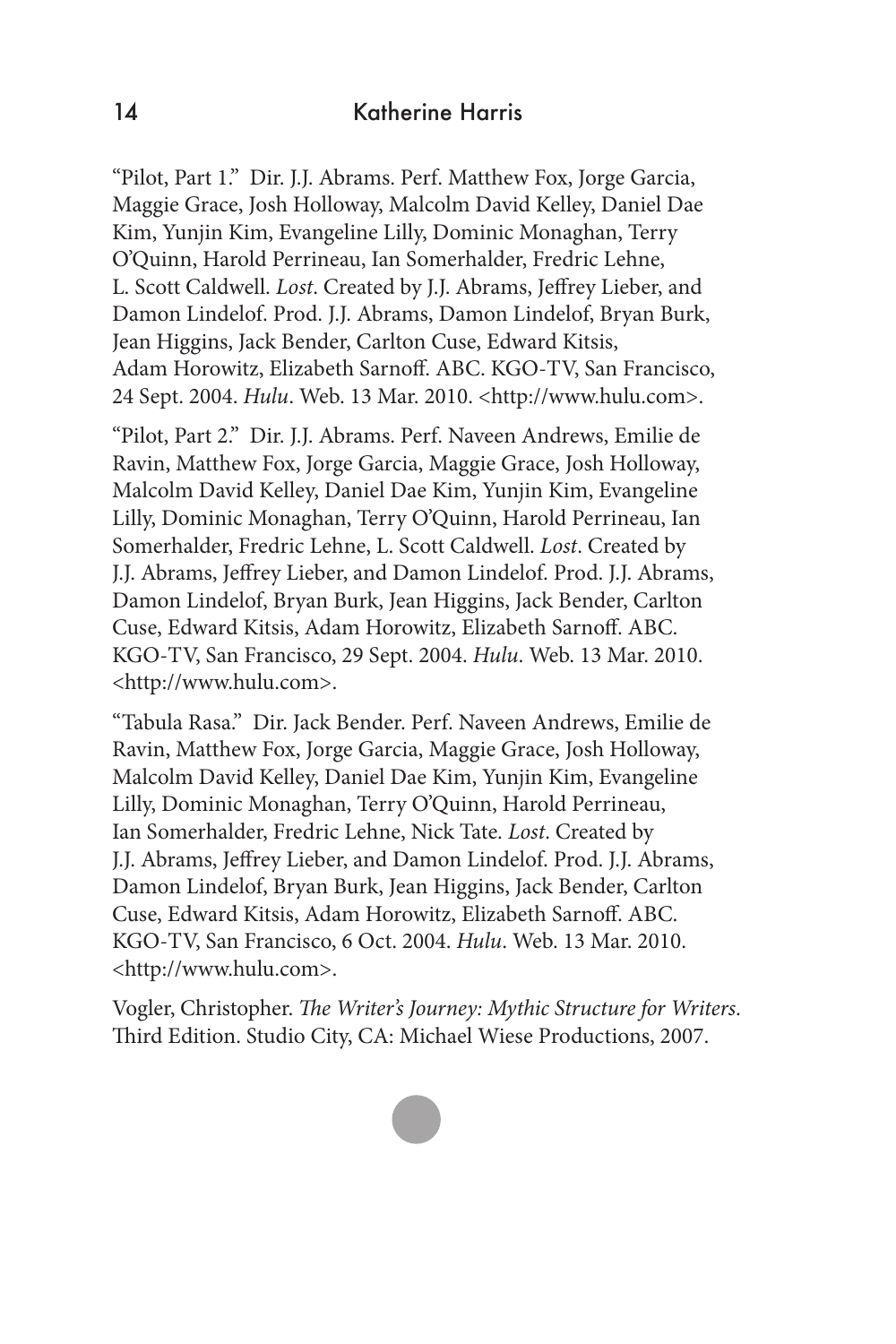"Pilot, Part 1." Dir. J.J. Abrams. Perf. Matthew Fox, Jorge Garcia, Maggie Grace, Josh Holloway, Malcolm David Kelley, Daniel Dae Kim, Yunjin Kim, Evangeline Lilly, Dominic Monaghan, Terry O'Quinn, Harold Perrineau, Ian Somerhalder, Fredric Lehne, L. Scott Caldwell. *Lost*. Created by J.J. Abrams, Jeffrey Lieber, and Damon Lindelof. Prod. J.J. Abrams, Damon Lindelof, Bryan Burk, Jean Higgins, Jack Bender, Carlton Cuse, Edward Kitsis, Adam Horowitz, Elizabeth Sarnoff. ABC. KGO-TV, San Francisco, 24 Sept. 2004. *Hulu*. Web. 13 Mar. 2010. <http://www.hulu.com>.

"Pilot, Part 2." Dir. J.J. Abrams. Perf. Naveen Andrews, Emilie de Ravin, Matthew Fox, Jorge Garcia, Maggie Grace, Josh Holloway, Malcolm David Kelley, Daniel Dae Kim, Yunjin Kim, Evangeline Lilly, Dominic Monaghan, Terry O'Quinn, Harold Perrineau, Ian Somerhalder, Fredric Lehne, L. Scott Caldwell. *Lost*. Created by J.J. Abrams, Jeffrey Lieber, and Damon Lindelof. Prod. J.J. Abrams, Damon Lindelof, Bryan Burk, Jean Higgins, Jack Bender, Carlton Cuse, Edward Kitsis, Adam Horowitz, Elizabeth Sarnoff. ABC. KGO-TV, San Francisco, 29 Sept. 2004. *Hulu*. Web. 13 Mar. 2010. <http://www.hulu.com>.

"Tabula Rasa." Dir. Jack Bender. Perf. Naveen Andrews, Emilie de Ravin, Matthew Fox, Jorge Garcia, Maggie Grace, Josh Holloway, Malcolm David Kelley, Daniel Dae Kim, Yunjin Kim, Evangeline Lilly, Dominic Monaghan, Terry O'Quinn, Harold Perrineau, Ian Somerhalder, Fredric Lehne, Nick Tate. *Lost*. Created by J.J. Abrams, Jeffrey Lieber, and Damon Lindelof. Prod. J.J. Abrams, Damon Lindelof, Bryan Burk, Jean Higgins, Jack Bender, Carlton Cuse, Edward Kitsis, Adam Horowitz, Elizabeth Sarnoff. ABC. KGO-TV, San Francisco, 6 Oct. 2004. *Hulu*. Web. 13 Mar. 2010. <http://www.hulu.com>.

Vogler, Christopher. *The Writer's Journey: Mythic Structure for Writers*. Third Edition. Studio City, CA: Michael Wiese Productions, 2007.